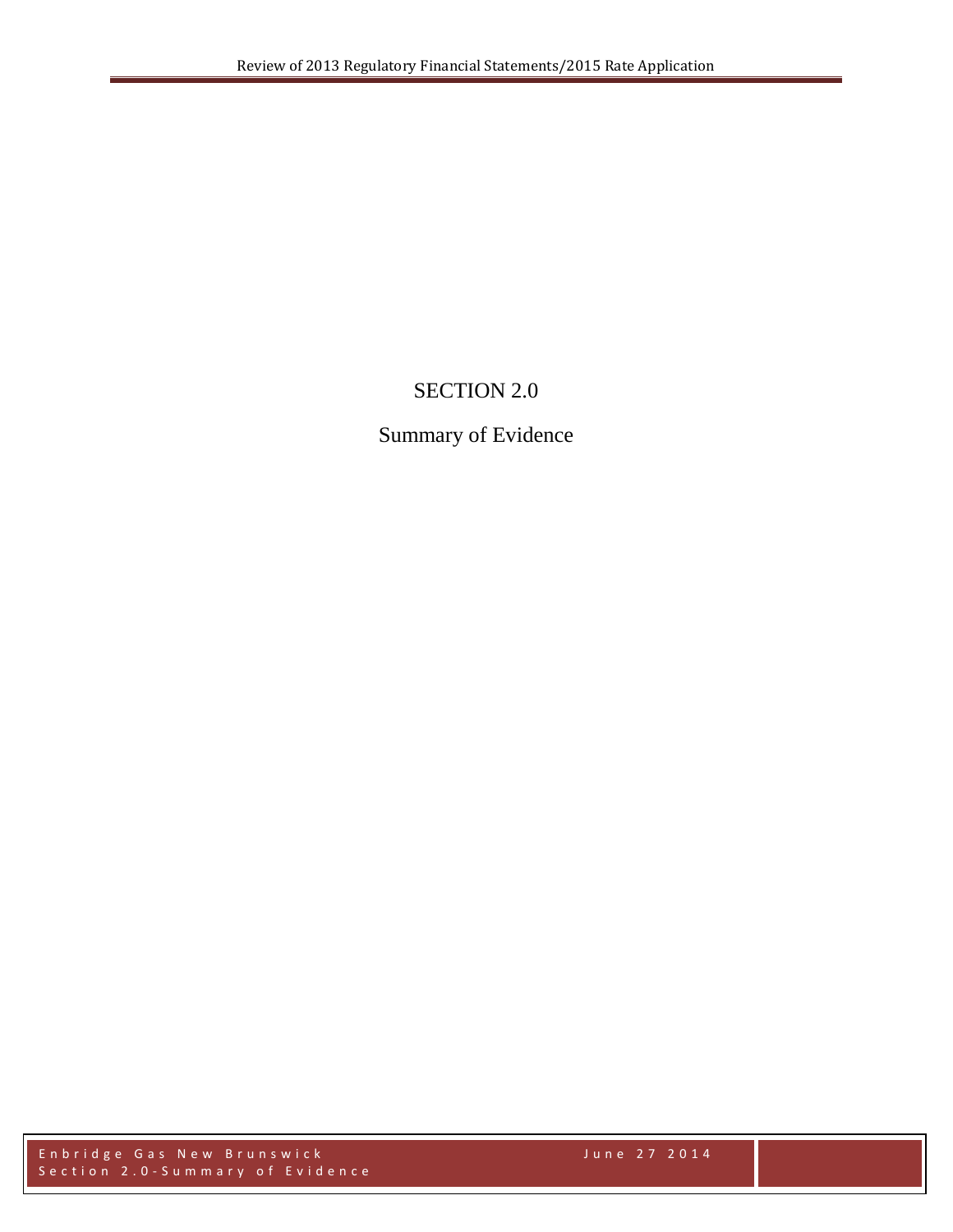# SECTION 2.0

## Summary of Evidence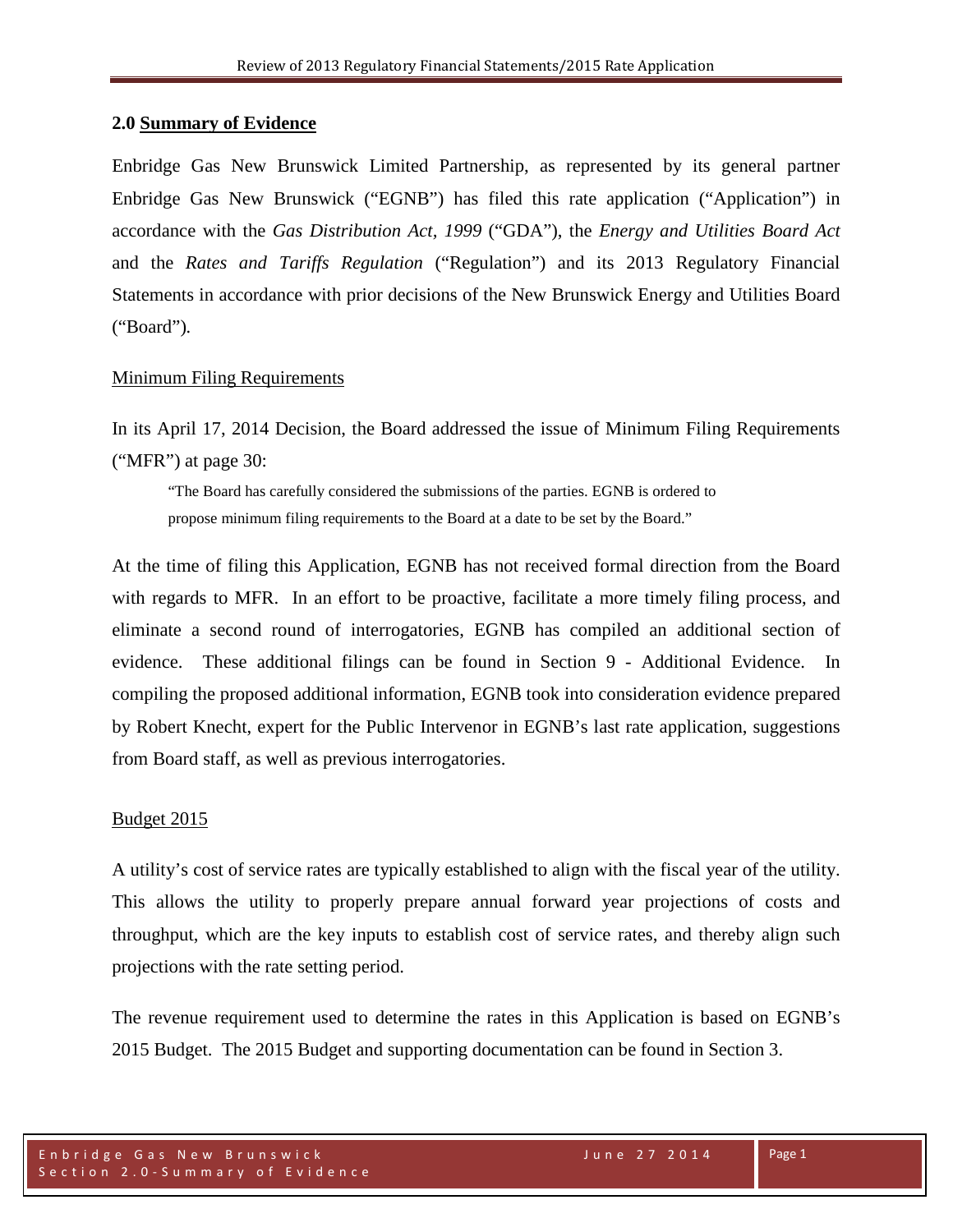## 2.0 Summary of Evidence

Enbridge Gas New Brunswick Limited Partnership, as represented by its general partner Enbridge Gas New Brunswick ("EGNB") has filed this rate application ("Application") in accordance with the *Gas Distribution Act, 1999* ("GDA"), the *Energy and Utilities Board Act* and the *Rates and Tariffs Regulation* ("Regulation") and its 2013 Regulatory Financial Statements in accordance with prior decisions of the New Brunswick Energy and Utilities Board ("Board").

### Minimum Filing Requirements

In its April 17, 2014 Decision, the Board addressed the issue of Minimum Filing Requirements ("MFR") at page 30:

> "The Board has carefully considered the submissions of the parties. EGNB is ordered to propose minimum filing requirements to the Board at a date to be set by the Board."

At the time of filing this Application, EGNB has not received formal direction from the Board with regards to MFR. In an effort to be proactive, facilitate a more timely filing process, and eliminate a second round of interrogatories, EGNB has compiled an additional section of evidence. These additional filings can be found in Section 9 - Additional Evidence. In compiling the proposed additional information, EGNB took into consideration evidence prepared by Robert Knecht, expert for the Public Intervenor in EGNB's last rate application, suggestions from Board staff, as well as previous interrogatories.

### Budget 2015

A utility's cost of service rates are typically established to align with the fiscal year of the utility. This allows the utility to properly prepare annual forward year projections of costs and throughput, which are the key inputs to establish cost of service rates, and thereby align such projections with the rate setting period.

The revenue requirement used to determine the rates in this Application is based on EGNB's 2015 Budget. The 2015 Budget and supporting documentation can be found in Section 3.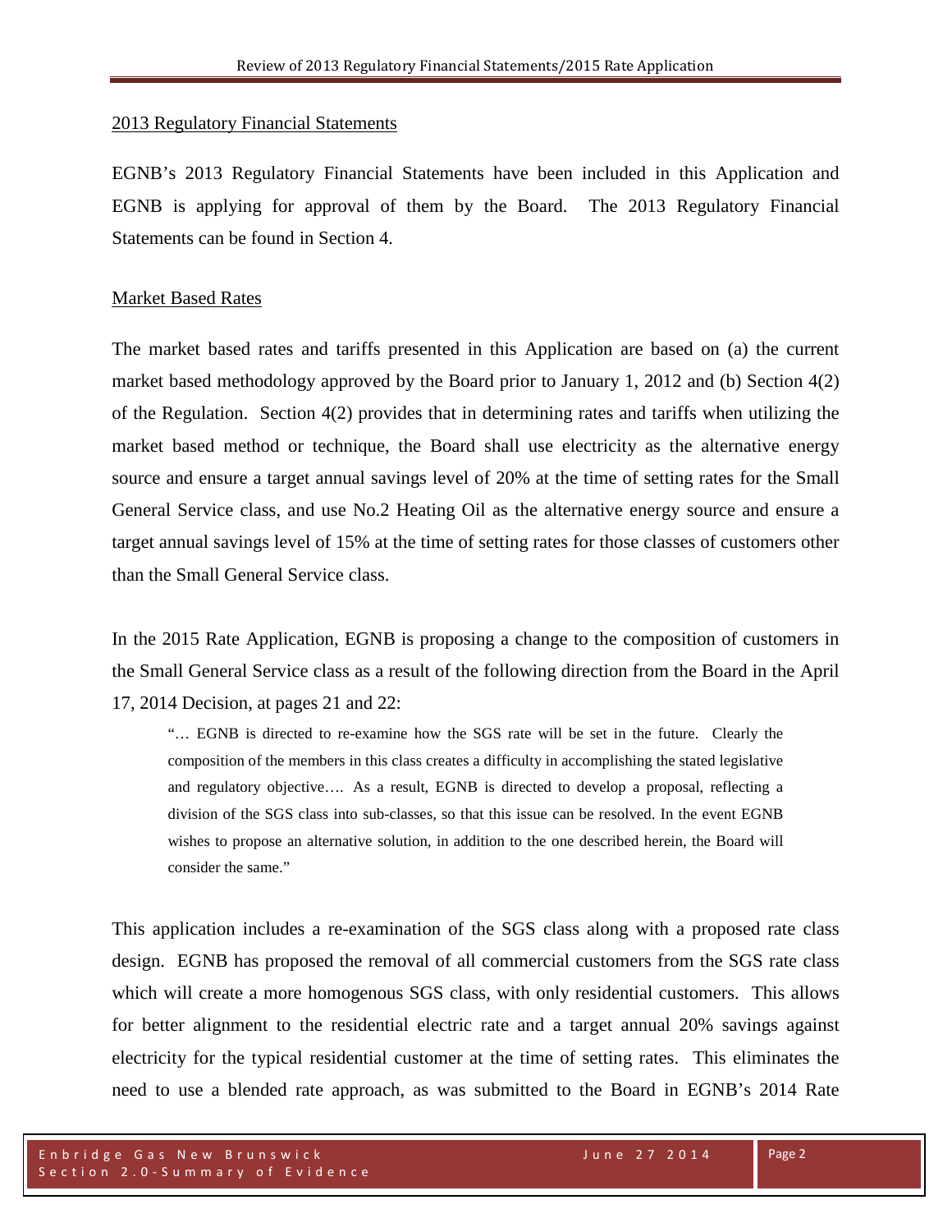## 2013 Regulatory Financial Statements

EGNB's 2013 Regulatory Financial Statements have been included in this Application and EGNB is applying for approval of them by the Board. The 2013 Regulatory Financial Statements can be found in Section 4.

## Market Based Rates

The market based rates and tariffs presented in this Application are based on (a) the current market based methodology approved by the Board prior to January 1, 2012 and (b) Section 4(2) of the Regulation. Section 4(2) provides that in determining rates and tariffs when utilizing the market based method or technique, the Board shall use electricity as the alternative energy source and ensure a target annual savings level of 20% at the time of setting rates for the Small General Service class, and use No.2 Heating Oil as the alternative energy source and ensure a target annual savings level of 15% at the time of setting rates for those classes of customers other than the Small General Service class.

In the 2015 Rate Application, EGNB is proposing a change to the composition of customers in the Small General Service class as a result of the following direction from the Board in the April 17, 2014 Decision, at pages 21 and 22:

> "… EGNB is directed to re-examine how the SGS rate will be set in the future. Clearly the composition of the members in this class creates a difficulty in accomplishing the stated legislative and regulatory objective…. As a result, EGNB is directed to develop a proposal, reflecting a division of the SGS class into sub-classes, so that this issue can be resolved. In the event EGNB wishes to propose an alternative solution, in addition to the one described herein, the Board will consider the same."

This application includes a re-examination of the SGS class along with a proposed rate class design. EGNB has proposed the removal of all commercial customers from the SGS rate class which will create a more homogenous SGS class, with only residential customers. This allows for better alignment to the residential electric rate and a target annual 20% savings against electricity for the typical residential customer at the time of setting rates. This eliminates the need to use a blended rate approach, as was submitted to the Board in EGNB's 2014 Rate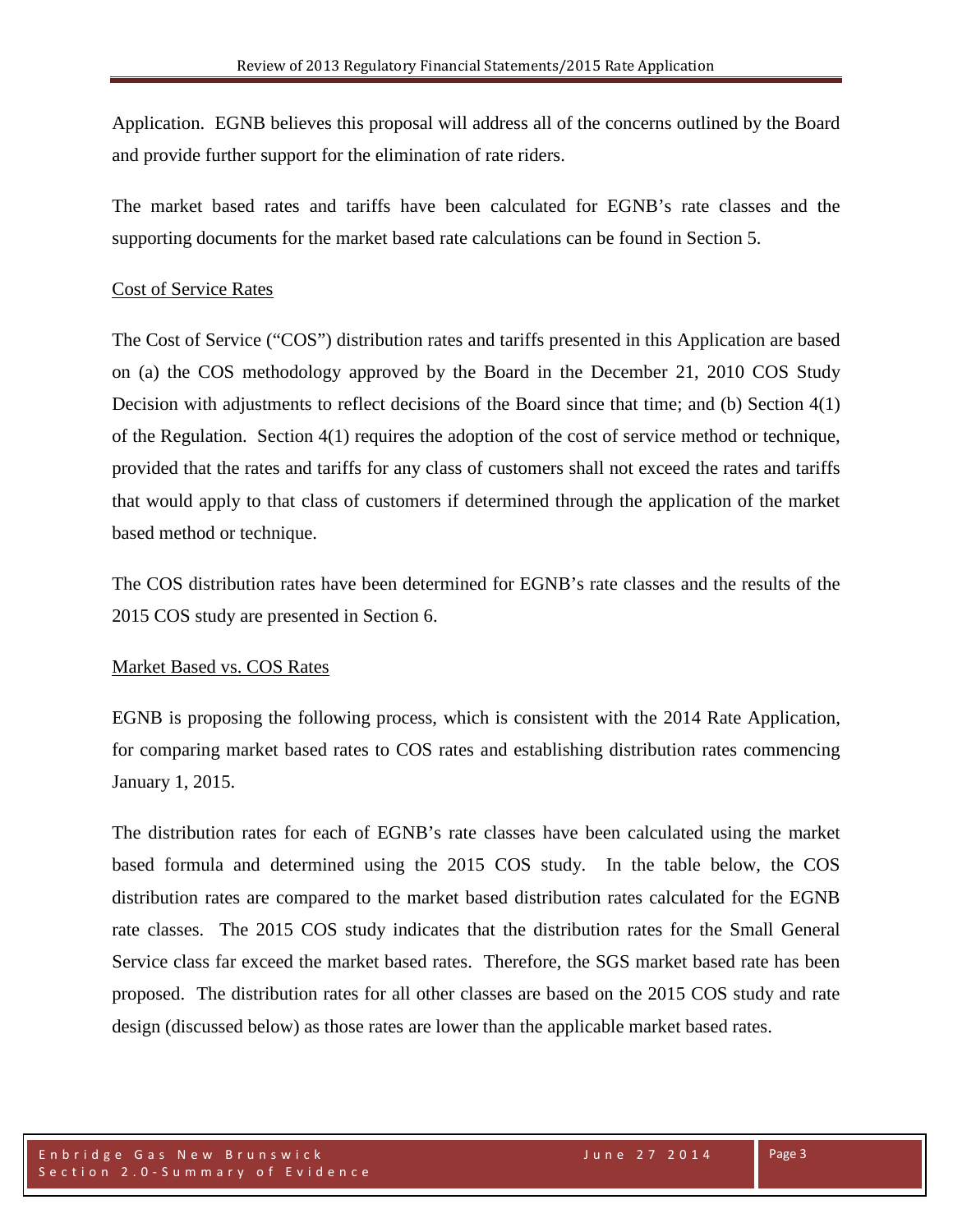Application. EGNB believes this proposal will address all of the concerns outlined by the Board and provide further support for the elimination of rate riders.

The market based rates and tariffs have been calculated for EGNB's rate classes and the supporting documents for the market based rate calculations can be found in Section 5.

Cost of Service Rates

The Cost of Service ("COS") distribution rates and tariffs presented in this Application are based on (a) the COS methodology approved by the Board in the December 21, 2010 COS Study Decision with adjustments to reflect decisions of the Board since that time; and (b) Section 4(1) of the Regulation. Section 4(1) requires the adoption of the cost of service method or technique, provided that the rates and tariffs for any class of customers shall not exceed the rates and tariffs that would apply to that class of customers if determined through the application of the market based method or technique.

The COS distribution rates have been determined for EGNB's rate classes and the results of the 2015 COS study are presented in Section 6.

Market Based vs. COS Rates

EGNB is proposing the following process, which is consistent with the 2014 Rate Application, for comparing market based rates to COS rates and establishing distribution rates commencing January 1, 2015.

The distribution rates for each of EGNB's rate classes have been calculated using the market based formula and determined using the 2015 COS study. In the table below, the COS distribution rates are compared to the market based distribution rates calculated for the EGNB rate classes. The 2015 COS study indicates that the distribution rates for the Small General Service class far exceed the market based rates. Therefore, the SGS market based rate has been proposed. The distribution rates for all other classes are based on the 2015 COS study and rate design (discussed below) as those rates are lower than the applicable market based rates.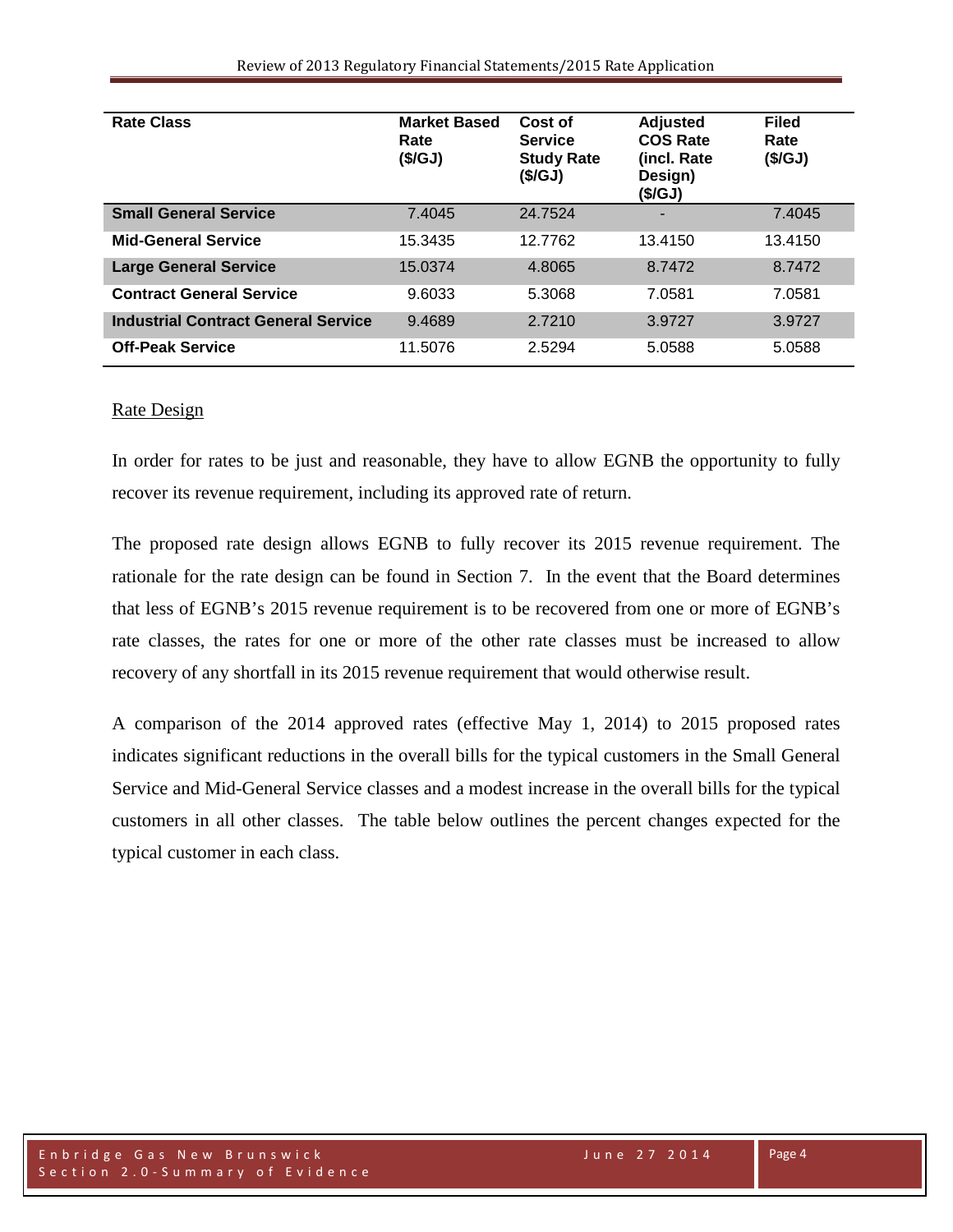| Rate Class | Market Based Rate ($/GJ) | Cost of Service Study Rate ($/GJ) | Adjusted COS Rate (incl. Rate Design) ($/GJ) | Filed Rate ($/GJ) |
|---|---|---|---|---|
| **Small General Service** | 7.4045 | 24.7524 | - | 7.4045 |
| **Mid-General Service** | 15.3435 | 12.7762 | 13.4150 | 13.4150 |
| **Large General Service** | 15.0374 | 4.8065 | 8.7472 | 8.7472 |
| **Contract General Service** | 9.6033 | 5.3068 | 7.0581 | 7.0581 |
| **Industrial Contract General Service** | 9.4689 | 2.7210 | 3.9727 | 3.9727 |
| **Off-Peak Service** | 11.5076 | 2.5294 | 5.0588 | 5.0588 |

Rate Design

In order for rates to be just and reasonable, they have to allow EGNB the opportunity to fully recover its revenue requirement, including its approved rate of return.

The proposed rate design allows EGNB to fully recover its 2015 revenue requirement. The rationale for the rate design can be found in Section 7. In the event that the Board determines that less of EGNB's 2015 revenue requirement is to be recovered from one or more of EGNB's rate classes, the rates for one or more of the other rate classes must be increased to allow recovery of any shortfall in its 2015 revenue requirement that would otherwise result.

A comparison of the 2014 approved rates (effective May 1, 2014) to 2015 proposed rates indicates significant reductions in the overall bills for the typical customers in the Small General Service and Mid-General Service classes and a modest increase in the overall bills for the typical customers in all other classes. The table below outlines the percent changes expected for the typical customer in each class.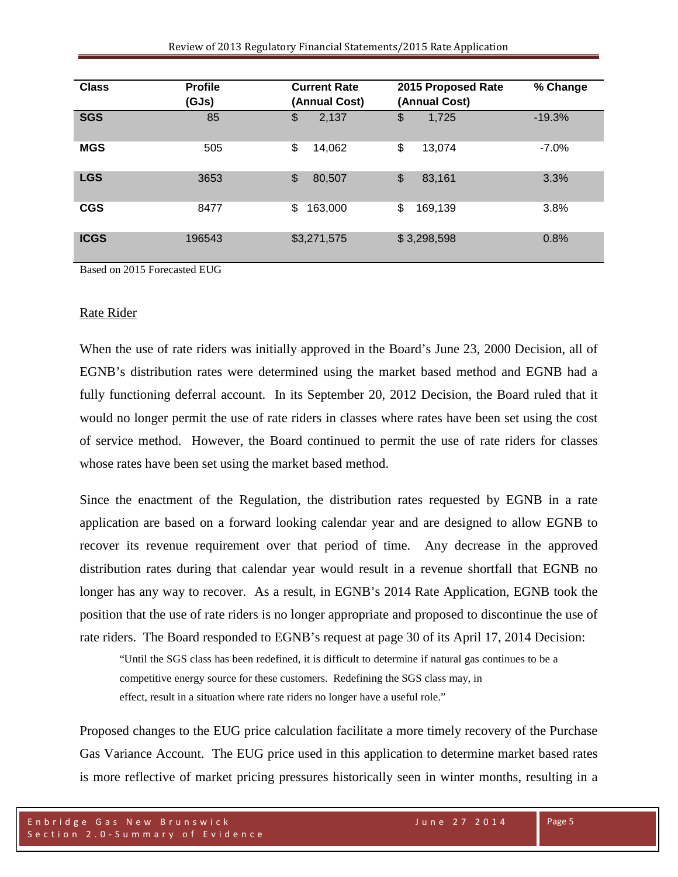| Class | Profile (GJs) | Current Rate (Annual Cost) | 2015 Proposed Rate (Annual Cost) | % Change |
|---|---|---|---|---|
| **SGS** | 85 | $ 2,137 | $ 1,725 | -19.3% |
| **MGS** | 505 | $ 14,062 | $ 13,074 | -7.0% |
| **LGS** | 3653 | $ 80,507 | $ 83,161 | 3.3% |
| **CGS** | 8477 | $ 163,000 | $ 169,139 | 3.8% |
| **ICGS** | 196543 | $3,271,575 | $ 3,298,598 | 0.8% |

Based on 2015 Forecasted EUG

Rate Rider

When the use of rate riders was initially approved in the Board's June 23, 2000 Decision, all of EGNB's distribution rates were determined using the market based method and EGNB had a fully functioning deferral account. In its September 20, 2012 Decision, the Board ruled that it would no longer permit the use of rate riders in classes where rates have been set using the cost of service method. However, the Board continued to permit the use of rate riders for classes whose rates have been set using the market based method.

Since the enactment of the Regulation, the distribution rates requested by EGNB in a rate application are based on a forward looking calendar year and are designed to allow EGNB to recover its revenue requirement over that period of time. Any decrease in the approved distribution rates during that calendar year would result in a revenue shortfall that EGNB no longer has any way to recover. As a result, in EGNB's 2014 Rate Application, EGNB took the position that the use of rate riders is no longer appropriate and proposed to discontinue the use of rate riders. The Board responded to EGNB's request at page 30 of its April 17, 2014 Decision:

> "Until the SGS class has been redefined, it is difficult to determine if natural gas continues to be a competitive energy source for these customers. Redefining the SGS class may, in effect, result in a situation where rate riders no longer have a useful role."

Proposed changes to the EUG price calculation facilitate a more timely recovery of the Purchase Gas Variance Account. The EUG price used in this application to determine market based rates is more reflective of market pricing pressures historically seen in winter months, resulting in a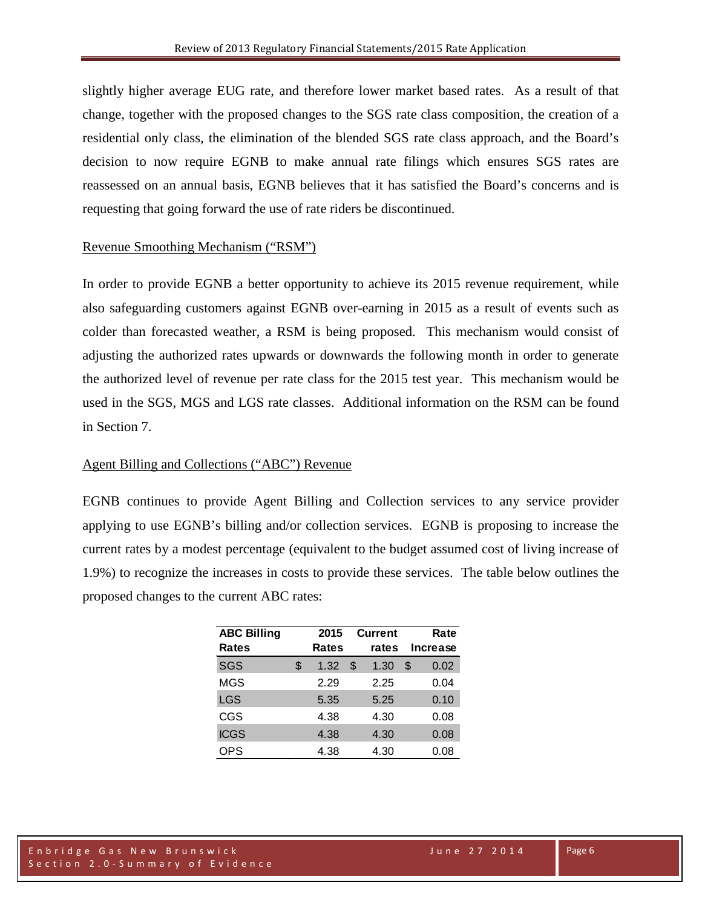slightly higher average EUG rate, and therefore lower market based rates. As a result of that change, together with the proposed changes to the SGS rate class composition, the creation of a residential only class, the elimination of the blended SGS rate class approach, and the Board's decision to now require EGNB to make annual rate filings which ensures SGS rates are reassessed on an annual basis, EGNB believes that it has satisfied the Board's concerns and is requesting that going forward the use of rate riders be discontinued.

<u>Revenue Smoothing Mechanism ("RSM")</u>

In order to provide EGNB a better opportunity to achieve its 2015 revenue requirement, while also safeguarding customers against EGNB over-earning in 2015 as a result of events such as colder than forecasted weather, a RSM is being proposed. This mechanism would consist of adjusting the authorized rates upwards or downwards the following month in order to generate the authorized level of revenue per rate class for the 2015 test year. This mechanism would be used in the SGS, MGS and LGS rate classes. Additional information on the RSM can be found in Section 7.

<u>Agent Billing and Collections ("ABC") Revenue</u>

EGNB continues to provide Agent Billing and Collection services to any service provider applying to use EGNB's billing and/or collection services. EGNB is proposing to increase the current rates by a modest percentage (equivalent to the budget assumed cost of living increase of 1.9%) to recognize the increases in costs to provide these services. The table below outlines the proposed changes to the current ABC rates:

| ABC Billing Rates | 2015 Rates | Current rates | Rate Increase |
|---|---|---|---|
| SGS | $ 1.32 | $ 1.30 | $ 0.02 |
| MGS | 2.29 | 2.25 | 0.04 |
| LGS | 5.35 | 5.25 | 0.10 |
| CGS | 4.38 | 4.30 | 0.08 |
| ICGS | 4.38 | 4.30 | 0.08 |
| OPS | 4.38 | 4.30 | 0.08 |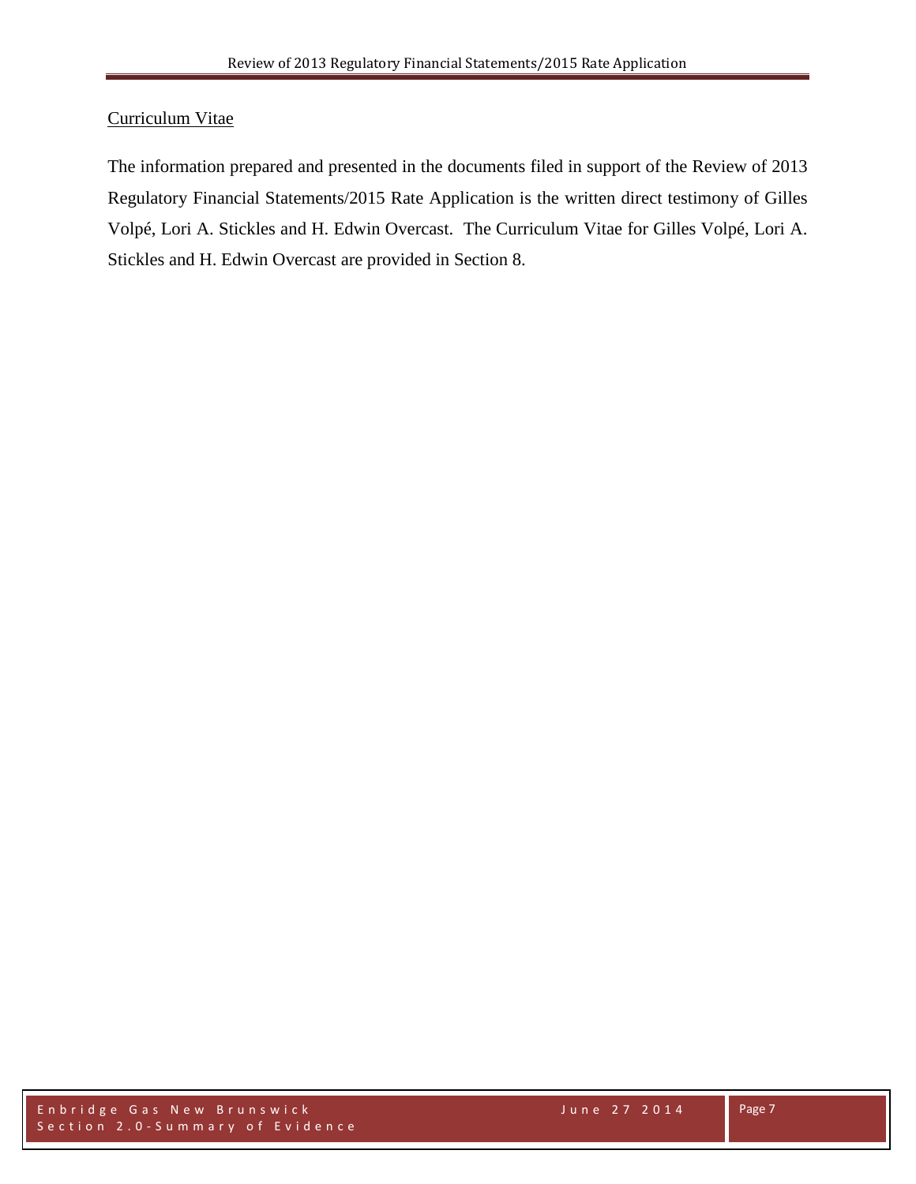Curriculum Vitae

The information prepared and presented in the documents filed in support of the Review of 2013 Regulatory Financial Statements/2015 Rate Application is the written direct testimony of Gilles Volpé, Lori A. Stickles and H. Edwin Overcast. The Curriculum Vitae for Gilles Volpé, Lori A. Stickles and H. Edwin Overcast are provided in Section 8.